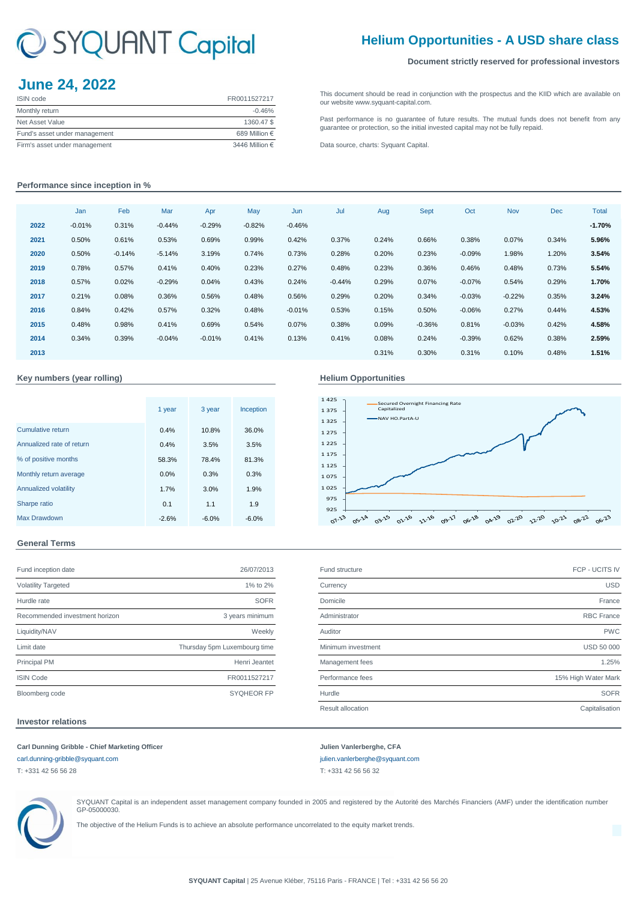# SYQUANT Capital

## Helium Opportunities - A USD share class

**Document strictly reserved for professional investors**

## June 24, 2022

| ISIN code | FR0011527217 |
|---|---|
| Monthly return | -0.46% |
| Net Asset Value | 1360.47 $ |
| Fund's asset under management | 689 Million € |
| Firm's asset under management | 3446 Million € |

This document should be read in conjunction with the prospectus and the KIID which are available on our website www.syquant-capital.com.

Past performance is no guarantee of future results. The mutual funds does not benefit from any guarantee or protection, so the initial invested capital may not be fully repaid.

Data source, charts: Syquant Capital.

### Performance since inception in %

| | Jan | Feb | Mar | Apr | May | Jun | Jul | Aug | Sept | Oct | Nov | Dec | Total |
|---|---|---|---|---|---|---|---|---|---|---|---|---|---|
| **2022** | -0.01% | 0.31% | -0.44% | -0.29% | -0.82% | -0.46% | | | | | | | **-1.70%** |
| **2021** | 0.50% | 0.61% | 0.53% | 0.69% | 0.99% | 0.42% | 0.37% | 0.24% | 0.66% | 0.38% | 0.07% | 0.34% | **5.96%** |
| **2020** | 0.50% | -0.14% | -5.14% | 3.19% | 0.74% | 0.73% | 0.28% | 0.20% | 0.23% | -0.09% | 1.98% | 1.20% | **3.54%** |
| **2019** | 0.78% | 0.57% | 0.41% | 0.40% | 0.23% | 0.27% | 0.48% | 0.23% | 0.36% | 0.46% | 0.48% | 0.73% | **5.54%** |
| **2018** | 0.57% | 0.02% | -0.29% | 0.04% | 0.43% | 0.24% | -0.44% | 0.29% | 0.07% | -0.07% | 0.54% | 0.29% | **1.70%** |
| **2017** | 0.21% | 0.08% | 0.36% | 0.56% | 0.48% | 0.56% | 0.29% | 0.20% | 0.34% | -0.03% | -0.22% | 0.35% | **3.24%** |
| **2016** | 0.84% | 0.42% | 0.57% | 0.32% | 0.48% | -0.01% | 0.53% | 0.15% | 0.50% | -0.06% | 0.27% | 0.44% | **4.53%** |
| **2015** | 0.48% | 0.98% | 0.41% | 0.69% | 0.54% | 0.07% | 0.38% | 0.09% | -0.36% | 0.81% | -0.03% | 0.42% | **4.58%** |
| **2014** | 0.34% | 0.39% | -0.04% | -0.01% | 0.41% | 0.13% | 0.41% | 0.08% | 0.24% | -0.39% | 0.62% | 0.38% | **2.59%** |
| **2013** | | | | | | | | 0.31% | 0.30% | 0.31% | 0.10% | 0.48% | **1.51%** |

### Key numbers (year rolling)

| | 1 year | 3 year | Inception |
|---|---|---|---|
| Cumulative return | 0.4% | 10.8% | 36.0% |
| Annualized rate of return | 0.4% | 3.5% | 3.5% |
| % of positive months | 58.3% | 78.4% | 81.3% |
| Monthly return average | 0.0% | 0.3% | 0.3% |
| Annualized volatility | 1.7% | 3.0% | 1.9% |
| Sharpe ratio | 0.1 | 1.1 | 1.9 |
| Max Drawdown | -2.6% | -6.0% | -6.0% |

### Helium Opportunities

### General Terms

| Fund inception date | 26/07/2013 |
|---|---|
| Volatility Targeted | 1% to 2% |
| Hurdle rate | SOFR |
| Recommended investment horizon | 3 years minimum |
| Liquidity/NAV | Weekly |
| Limit date | Thursday 5pm Luxembourg time |
| Principal PM | Henri Jeantet |
| ISIN Code | FR0011527217 |
| Bloomberg code | SYQHEOR FP |

| Fund structure | FCP - UCITS IV |
|---|---|
| Currency | USD |
| Domicile | France |
| Administrator | RBC France |
| Auditor | PWC |
| Minimum investment | USD 50 000 |
| Management fees | 1.25% |
| Performance fees | 15% High Water Mark |
| Hurdle | SOFR |
| Result allocation | Capitalisation |

### Investor relations

**Carl Dunning Gribble - Chief Marketing Officer**
carl.dunning-gribble@syquant.com
T: +331 42 56 56 28

**Julien Vanlerberghe, CFA**
julien.vanlerberghe@syquant.com
T: +331 42 56 56 32

SYQUANT Capital is an independent asset management company founded in 2005 and registered by the Autorité des Marchés Financiers (AMF) under the identification number GP-05000030.

The objective of the Helium Funds is to achieve an absolute performance uncorrelated to the equity market trends.

**SYQUANT Capital** | 25 Avenue Kléber, 75116 Paris - FRANCE | Tel : +331 42 56 56 20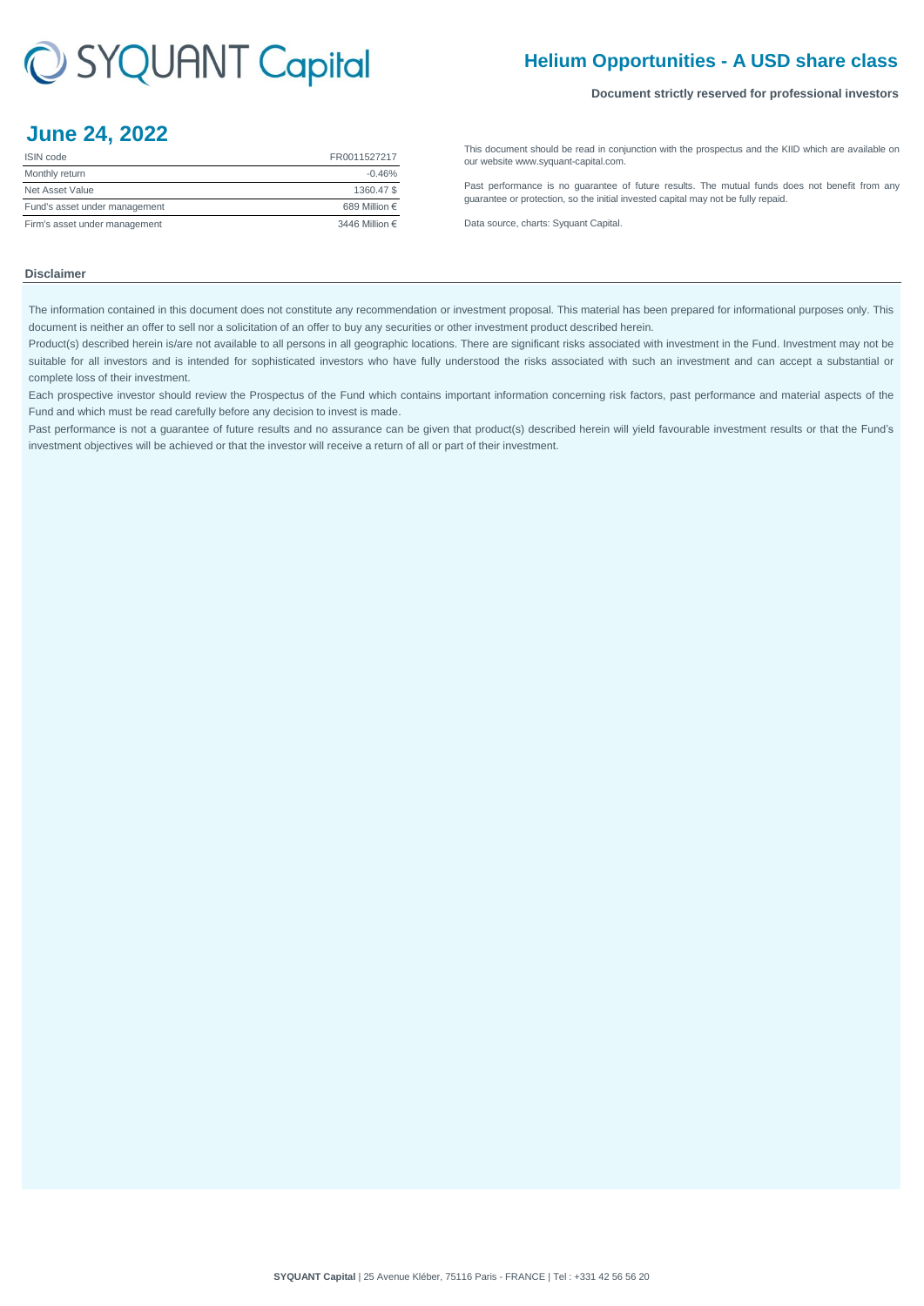# Helium Opportunities - A USD share class

**Document strictly reserved for professional investors**

## June 24, 2022

| | |
|---|---|
| ISIN code | FR0011527217 |
| Monthly return | -0.46% |
| Net Asset Value | 1360.47 $ |
| Fund's asset under management | 689 Million € |
| Firm's asset under management | 3446 Million € |

This document should be read in conjunction with the prospectus and the KIID which are available on our website www.syquant-capital.com.

Past performance is no guarantee of future results. The mutual funds does not benefit from any guarantee or protection, so the initial invested capital may not be fully repaid.

Data source, charts: Syquant Capital.

### Disclaimer

The information contained in this document does not constitute any recommendation or investment proposal. This material has been prepared for informational purposes only. This document is neither an offer to sell nor a solicitation of an offer to buy any securities or other investment product described herein.

Product(s) described herein is/are not available to all persons in all geographic locations. There are significant risks associated with investment in the Fund. Investment may not be suitable for all investors and is intended for sophisticated investors who have fully understood the risks associated with such an investment and can accept a substantial or complete loss of their investment.

Each prospective investor should review the Prospectus of the Fund which contains important information concerning risk factors, past performance and material aspects of the Fund and which must be read carefully before any decision to invest is made.

Past performance is not a guarantee of future results and no assurance can be given that product(s) described herein will yield favourable investment results or that the Fund's investment objectives will be achieved or that the investor will receive a return of all or part of their investment.

**SYQUANT Capital** | 25 Avenue Kléber, 75116 Paris - FRANCE | Tel : +331 42 56 56 20